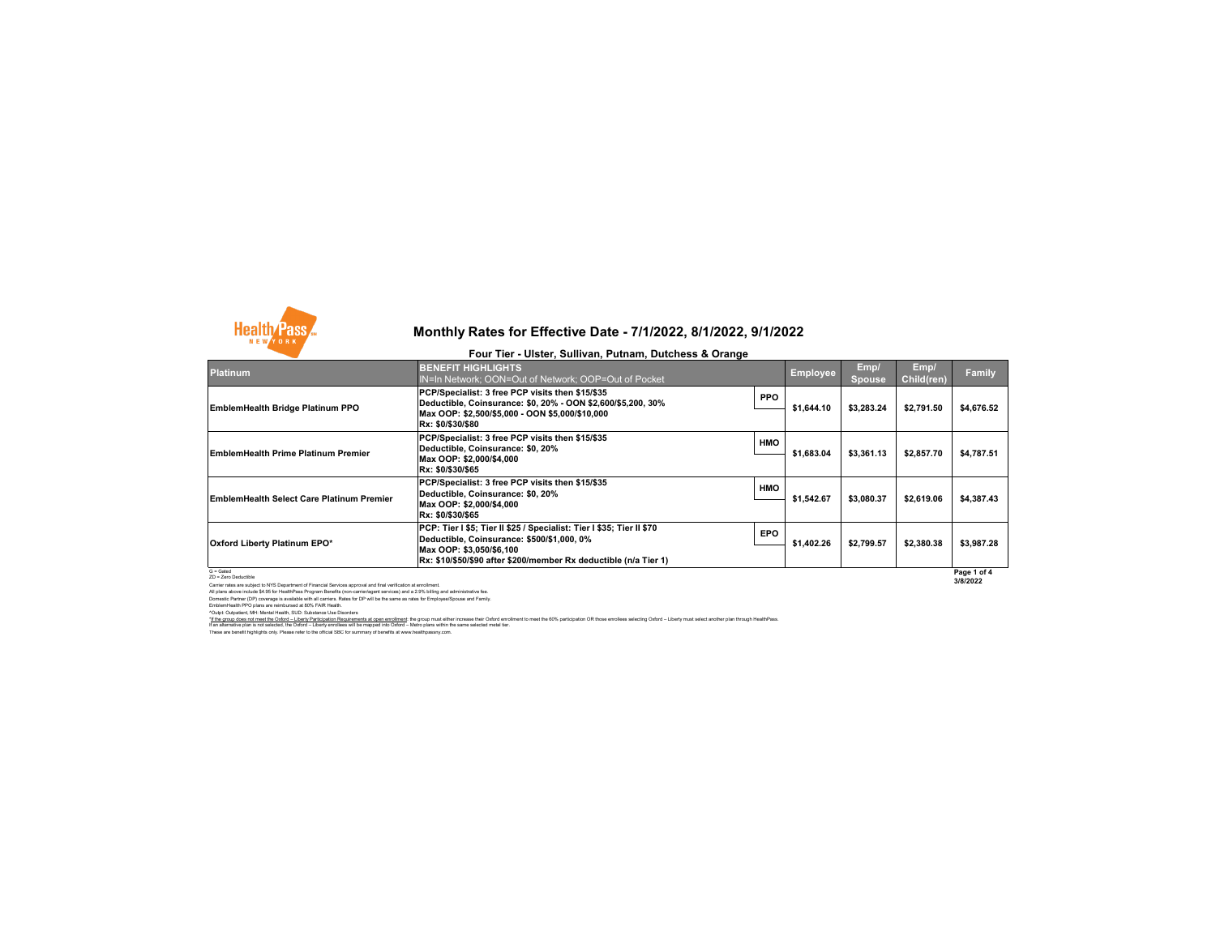# Monthly Rates for Effective Date - 7/1/2022, 8/1/2022, 9/1/2022

## Four Tier - Ulster, Sullivan, Putnam, Dutchess & Orange

| Platinum | BENEFIT HIGHLIGHTS<br>IN=In Network; OON=Out of Network; OOP=Out of Pocket | | Employee | Emp/ Spouse | Emp/ Child(ren) | Family |
|---|---|---|---|---|---|---|
| EmblemHealth Bridge Platinum PPO | PCP/Specialist: 3 free PCP visits then $15/$35<br>Deductible, Coinsurance: $0, 20% - OON $2,600/$5,200, 30%<br>Max OOP: $2,500/$5,000 - OON $5,000/$10,000<br>Rx: $0/$30/$80 | PPO | $1,644.10 | $3,283.24 | $2,791.50 | $4,676.52 |
| EmblemHealth Prime Platinum Premier | PCP/Specialist: 3 free PCP visits then $15/$35<br>Deductible, Coinsurance: $0, 20%<br>Max OOP: $2,000/$4,000<br>Rx: $0/$30/$65 | HMO | $1,683.04 | $3,361.13 | $2,857.70 | $4,787.51 |
| EmblemHealth Select Care Platinum Premier | PCP/Specialist: 3 free PCP visits then $15/$35<br>Deductible, Coinsurance: $0, 20%<br>Max OOP: $2,000/$4,000<br>Rx: $0/$30/$65 | HMO | $1,542.67 | $3,080.37 | $2,619.06 | $4,387.43 |
| Oxford Liberty Platinum EPO* | PCP: Tier I $5; Tier II $25 / Specialist: Tier I $35; Tier II $70<br>Deductible, Coinsurance: $500/$1,000, 0%<br>Max OOP: $3,050/$6,100<br>Rx: $10/$50/$90 after $200/member Rx deductible (n/a Tier 1) | EPO | $1,402.26 | $2,799.57 | $2,380.38 | $3,987.28 |

G = Gated
ZD = Zero Deductible

3/8/2022

Carrier rates are subject to NYS Department of Financial Services approval and final verification at enrollment.
All plans above include $4.95 for HealthPass Program Benefits (non-carrier/agent services) and a 2.9% billing and administrative fee.
Domestic Partner (DP) coverage is available with all carriers. Rates for DP will be the same as rates for Employee/Spouse and Family.
EmblemHealth PPO plans are reimbursed at 80% FAIR Health.
^Outpt: Outpatient, MH: Mental Health, SUD: Substance Use Disorders
*If the group does not meet the Oxford – Liberty Participation Requirements at open enrollment: the group must either increase their Oxford enrollment to meet the 60% participation OR those enrollees selecting Oxford – Liberty must select another plan through HealthPass.
If an alternative plan is not selected, the Oxford – Liberty enrollees will be mapped into Oxford – Metro plans within the same selected metal tier.
These are benefit highlights only. Please refer to the official SBC for summary of benefits at www.healthpassny.com.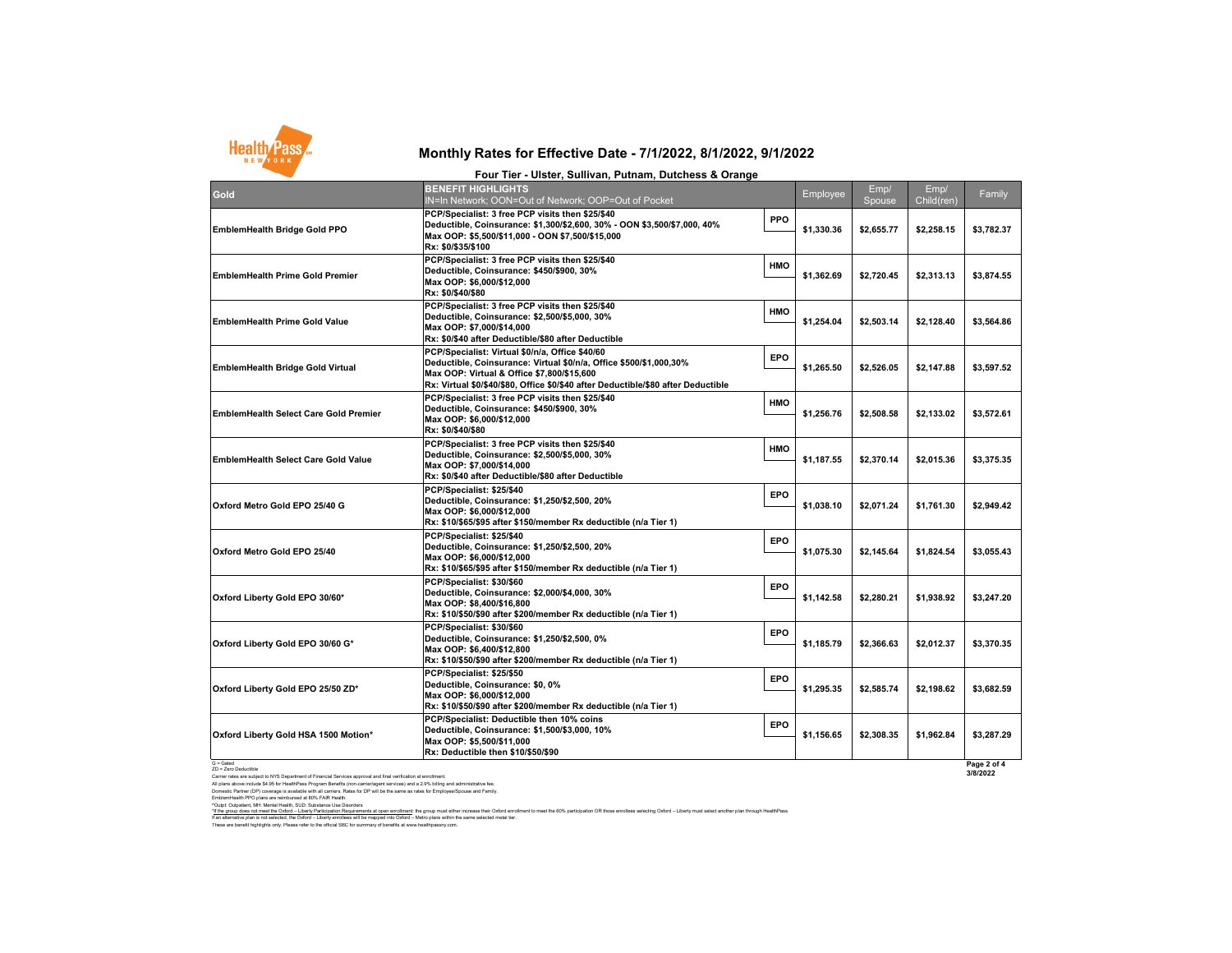# Monthly Rates for Effective Date - 7/1/2022, 8/1/2022, 9/1/2022

## Four Tier - Ulster, Sullivan, Putnam, Dutchess & Orange

| Gold | BENEFIT HIGHLIGHTS<br>IN=In Network; OON=Out of Network; OOP=Out of Pocket | | Employee | Emp/ Spouse | Emp/ Child(ren) | Family |
|---|---|---|---|---|---|---|
| EmblemHealth Bridge Gold PPO | PCP/Specialist: 3 free PCP visits then $25/$40<br>Deductible, Coinsurance: $1,300/$2,600, 30% - OON $3,500/$7,000, 40%<br>Max OOP: $5,500/$11,000 - OON $7,500/$15,000<br>Rx: $0/$35/$100 | PPO | $1,330.36 | $2,655.77 | $2,258.15 | $3,782.37 |
| EmblemHealth Prime Gold Premier | PCP/Specialist: 3 free PCP visits then $25/$40<br>Deductible, Coinsurance: $450/$900, 30%<br>Max OOP: $6,000/$12,000<br>Rx: $0/$40/$80 | HMO | $1,362.69 | $2,720.45 | $2,313.13 | $3,874.55 |
| EmblemHealth Prime Gold Value | PCP/Specialist: 3 free PCP visits then $25/$40<br>Deductible, Coinsurance: $2,500/$5,000, 30%<br>Max OOP: $7,000/$14,000<br>Rx: $0/$40 after Deductible/$80 after Deductible | HMO | $1,254.04 | $2,503.14 | $2,128.40 | $3,564.86 |
| EmblemHealth Bridge Gold Virtual | PCP/Specialist: Virtual $0/n/a, Office $40/60<br>Deductible, Coinsurance: Virtual $0/n/a, Office $500/$1,000,30%<br>Max OOP: Virtual & Office $7,800/$15,600<br>Rx: Virtual $0/$40/$80, Office $0/$40 after Deductible/$80 after Deductible | EPO | $1,265.50 | $2,526.05 | $2,147.88 | $3,597.52 |
| EmblemHealth Select Care Gold Premier | PCP/Specialist: 3 free PCP visits then $25/$40<br>Deductible, Coinsurance: $450/$900, 30%<br>Max OOP: $6,000/$12,000<br>Rx: $0/$40/$80 | HMO | $1,256.76 | $2,508.58 | $2,133.02 | $3,572.61 |
| EmblemHealth Select Care Gold Value | PCP/Specialist: 3 free PCP visits then $25/$40<br>Deductible, Coinsurance: $2,500/$5,000, 30%<br>Max OOP: $7,000/$14,000<br>Rx: $0/$40 after Deductible/$80 after Deductible | HMO | $1,187.55 | $2,370.14 | $2,015.36 | $3,375.35 |
| Oxford Metro Gold EPO 25/40 G | PCP/Specialist: $25/$40<br>Deductible, Coinsurance: $1,250/$2,500, 20%<br>Max OOP: $6,000/$12,000<br>Rx: $10/$65/$95 after $150/member Rx deductible (n/a Tier 1) | EPO | $1,038.10 | $2,071.24 | $1,761.30 | $2,949.42 |
| Oxford Metro Gold EPO 25/40 | PCP/Specialist: $25/$40<br>Deductible, Coinsurance: $1,250/$2,500, 20%<br>Max OOP: $6,000/$12,000<br>Rx: $10/$65/$95 after $150/member Rx deductible (n/a Tier 1) | EPO | $1,075.30 | $2,145.64 | $1,824.54 | $3,055.43 |
| Oxford Liberty Gold EPO 30/60* | PCP/Specialist: $30/$60<br>Deductible, Coinsurance: $2,000/$4,000, 30%<br>Max OOP: $8,400/$16,800<br>Rx: $10/$50/$90 after $200/member Rx deductible (n/a Tier 1) | EPO | $1,142.58 | $2,280.21 | $1,938.92 | $3,247.20 |
| Oxford Liberty Gold EPO 30/60 G* | PCP/Specialist: $30/$60<br>Deductible, Coinsurance: $1,250/$2,500, 0%<br>Max OOP: $6,400/$12,800<br>Rx: $10/$50/$90 after $200/member Rx deductible (n/a Tier 1) | EPO | $1,185.79 | $2,366.63 | $2,012.37 | $3,370.35 |
| Oxford Liberty Gold EPO 25/50 ZD* | PCP/Specialist: $25/$50<br>Deductible, Coinsurance: $0, 0%<br>Max OOP: $6,000/$12,000<br>Rx: $10/$50/$90 after $200/member Rx deductible (n/a Tier 1) | EPO | $1,295.35 | $2,585.74 | $2,198.62 | $3,682.59 |
| Oxford Liberty Gold HSA 1500 Motion* | PCP/Specialist: Deductible then 10% coins<br>Deductible, Coinsurance: $1,500/$3,000, 10%<br>Max OOP: $5,500/$11,000<br>Rx: Deductible then $10/$50/$90 | EPO | $1,156.65 | $2,308.35 | $1,962.84 | $3,287.29 |

G = Gated
ZD = Zero Deductible
Carrier rates are subject to NYS Department of Financial Services approval and final verification at enrollment.
All plans above include $4.95 for HealthPass Program Benefits (non-carrier/agent services) and a 2.9% billing and administrative fee.
Domestic Partner (DP) coverage is available with all carriers. Rates for DP will be the same as rates for Employee/Spouse and Family.
EmblemHealth PPO plans are reimbursed at 80% FAIR Health.
^Outpt: Outpatient, MH: Mental Health, SUD: Substance Use Disorders
*If the group does not meet the Oxford – Liberty Participation Requirements at open enrollment: the group must either increase their Oxford enrollment to meet the 60% participation OR those enrollees selecting Oxford – Liberty must select another plan through HealthPass.
If an alternative plan is not selected, the Oxford – Liberty enrollees will be mapped into Oxford – Metro plans within the same selected metal tier.
These are benefit highlights only. Please refer to the official SBC for summary of benefits at www.healthpassny.com.

3/8/2022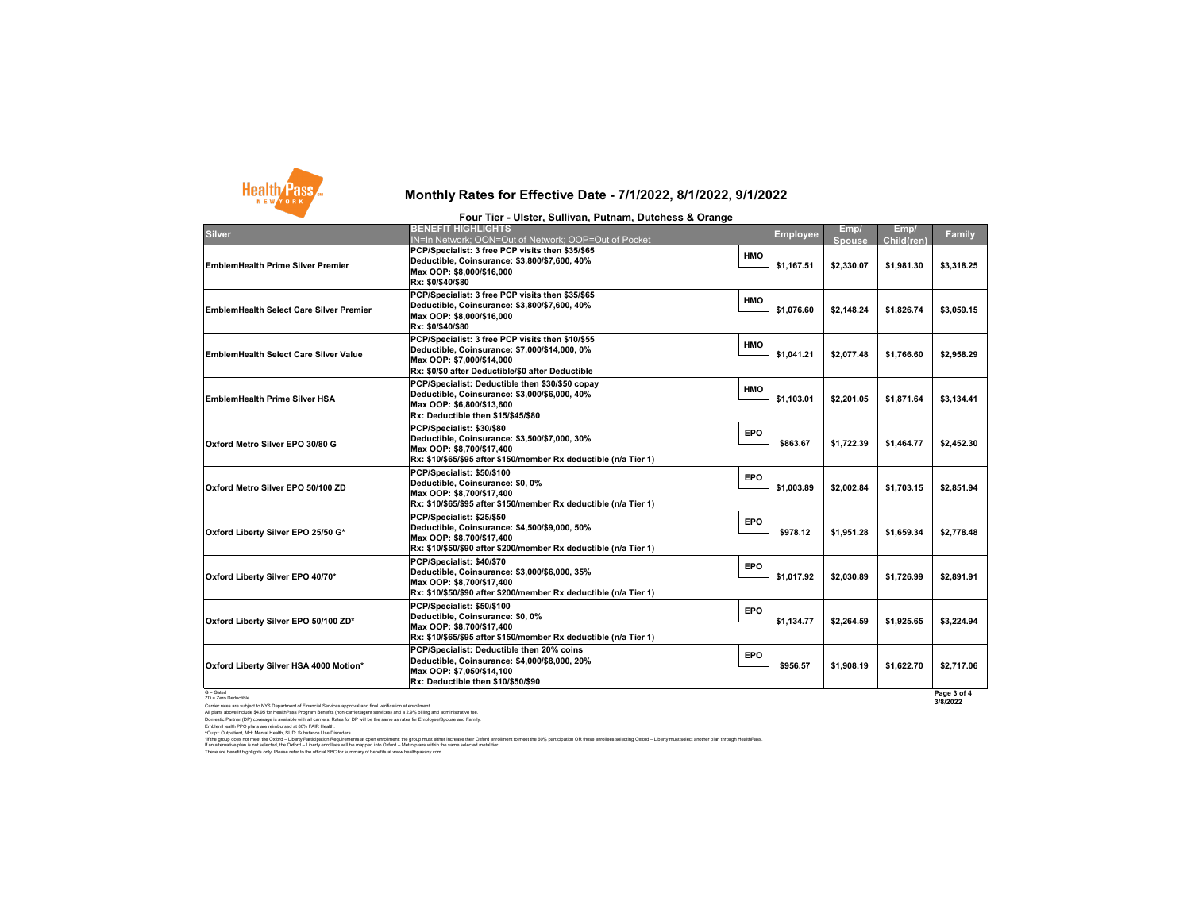# Monthly Rates for Effective Date - 7/1/2022, 8/1/2022, 9/1/2022

### Four Tier - Ulster, Sullivan, Putnam, Dutchess & Orange

| Silver | BENEFIT HIGHLIGHTS<br>IN=In Network; OON=Out of Network; OOP=Out of Pocket | | Employee | Emp/ Spouse | Emp/ Child(ren) | Family |
|---|---|---|---|---|---|---|
| EmblemHealth Prime Silver Premier | PCP/Specialist: 3 free PCP visits then $35/$65<br>Deductible, Coinsurance: $3,800/$7,600, 40%<br>Max OOP: $8,000/$16,000<br>Rx: $0/$40/$80 | HMO | $1,167.51 | $2,330.07 | $1,981.30 | $3,318.25 |
| EmblemHealth Select Care Silver Premier | PCP/Specialist: 3 free PCP visits then $35/$65<br>Deductible, Coinsurance: $3,800/$7,600, 40%<br>Max OOP: $8,000/$16,000<br>Rx: $0/$40/$80 | HMO | $1,076.60 | $2,148.24 | $1,826.74 | $3,059.15 |
| EmblemHealth Select Care Silver Value | PCP/Specialist: 3 free PCP visits then $10/$55<br>Deductible, Coinsurance: $7,000/$14,000, 0%<br>Max OOP: $7,000/$14,000<br>Rx: $0/$0 after Deductible/$0 after Deductible | HMO | $1,041.21 | $2,077.48 | $1,766.60 | $2,958.29 |
| EmblemHealth Prime Silver HSA | PCP/Specialist: Deductible then $30/$50 copay<br>Deductible, Coinsurance: $3,000/$6,000, 40%<br>Max OOP: $6,800/$13,600<br>Rx: Deductible then $15/$45/$80 | HMO | $1,103.01 | $2,201.05 | $1,871.64 | $3,134.41 |
| Oxford Metro Silver EPO 30/80 G | PCP/Specialist: $30/$80<br>Deductible, Coinsurance: $3,500/$7,000, 30%<br>Max OOP: $8,700/$17,400<br>Rx: $10/$65/$95 after $150/member Rx deductible (n/a Tier 1) | EPO | $863.67 | $1,722.39 | $1,464.77 | $2,452.30 |
| Oxford Metro Silver EPO 50/100 ZD | PCP/Specialist: $50/$100<br>Deductible, Coinsurance: $0, 0%<br>Max OOP: $8,700/$17,400<br>Rx: $10/$65/$95 after $150/member Rx deductible (n/a Tier 1) | EPO | $1,003.89 | $2,002.84 | $1,703.15 | $2,851.94 |
| Oxford Liberty Silver EPO 25/50 G* | PCP/Specialist: $25/$50<br>Deductible, Coinsurance: $4,500/$9,000, 50%<br>Max OOP: $8,700/$17,400<br>Rx: $10/$50/$90 after $200/member Rx deductible (n/a Tier 1) | EPO | $978.12 | $1,951.28 | $1,659.34 | $2,778.48 |
| Oxford Liberty Silver EPO 40/70* | PCP/Specialist: $40/$70<br>Deductible, Coinsurance: $3,000/$6,000, 35%<br>Max OOP: $8,700/$17,400<br>Rx: $10/$50/$90 after $200/member Rx deductible (n/a Tier 1) | EPO | $1,017.92 | $2,030.89 | $1,726.99 | $2,891.91 |
| Oxford Liberty Silver EPO 50/100 ZD* | PCP/Specialist: $50/$100<br>Deductible, Coinsurance: $0, 0%<br>Max OOP: $8,700/$17,400<br>Rx: $10/$65/$95 after $150/member Rx deductible (n/a Tier 1) | EPO | $1,134.77 | $2,264.59 | $1,925.65 | $3,224.94 |
| Oxford Liberty Silver HSA 4000 Motion* | PCP/Specialist: Deductible then 20% coins<br>Deductible, Coinsurance: $4,000/$8,000, 20%<br>Max OOP: $7,050/$14,100<br>Rx: Deductible then $10/$50/$90 | EPO | $956.57 | $1,908.19 | $1,622.70 | $2,717.06 |

G = Gated
ZD = Zero Deductible

Carrier rates are subject to NYS Department of Financial Services approval and final verification at enrollment.
All plans above include $4.95 for HealthPass Program Benefits (non-carrier/agent services) and a 2.9% billing and administrative fee.
Domestic Partner (DP) coverage is available with all carriers. Rates for DP will be the same as rates for Employee/Spouse and Family.
EmblemHealth PPO plans are reimbursed at 80% FAIR Health.
^Outpt: Outpatient, MH: Mental Health, SUD: Substance Use Disorders
*If the group does not meet the Oxford – Liberty Participation Requirements at open enrollment: the group must either increase their Oxford enrollment to meet the 60% participation OR those enrollees selecting Oxford – Liberty must select another plan through HealthPass.
If an alternative plan is not selected, the Oxford – Liberty enrollees will be mapped into Oxford – Metro plans within the same selected metal tier.
These are benefit highlights only. Please refer to the official SBC for summary of benefits at www.healthpassny.com.

3/8/2022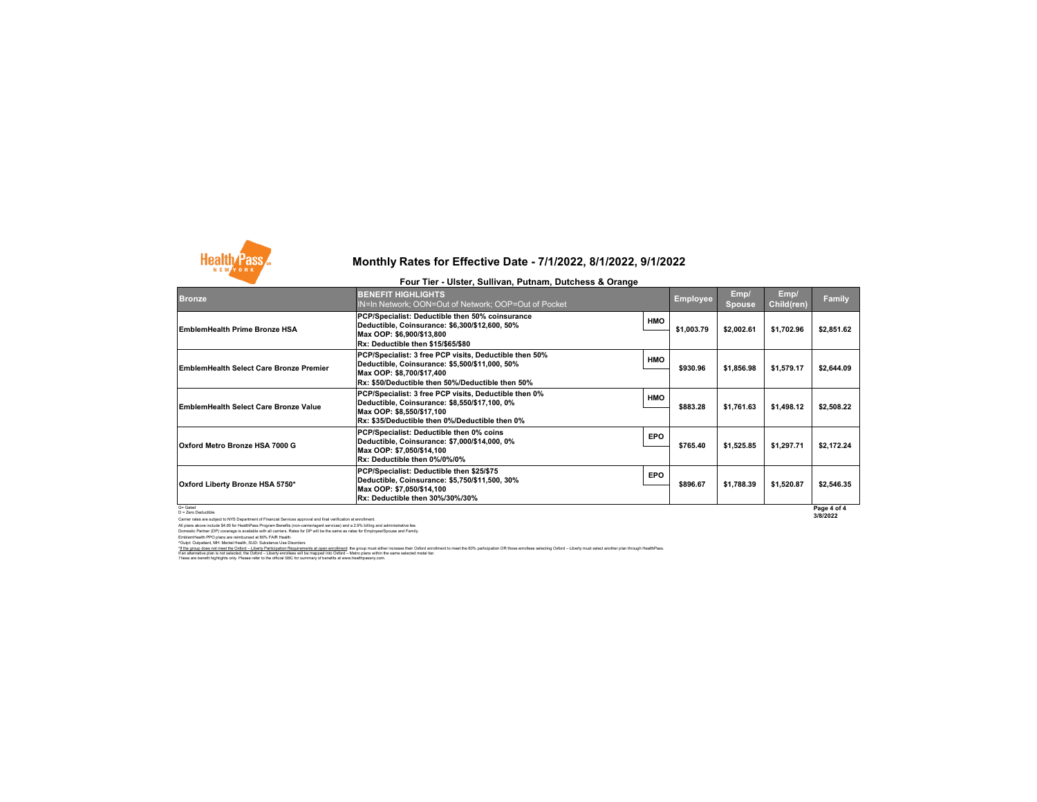# Monthly Rates for Effective Date - 7/1/2022, 8/1/2022, 9/1/2022

## Four Tier - Ulster, Sullivan, Putnam, Dutchess & Orange

| Bronze | BENEFIT HIGHLIGHTS<br>IN=In Network; OON=Out of Network; OOP=Out of Pocket | | Employee | Emp/ Spouse | Emp/ Child(ren) | Family |
|---|---|---|---|---|---|---|
| EmblemHealth Prime Bronze HSA | PCP/Specialist: Deductible then 50% coinsurance<br>Deductible, Coinsurance: $6,300/$12,600, 50%<br>Max OOP: $6,900/$13,800<br>Rx: Deductible then $15/$65/$80 | HMO | $1,003.79 | $2,002.61 | $1,702.96 | $2,851.62 |
| EmblemHealth Select Care Bronze Premier | PCP/Specialist: 3 free PCP visits, Deductible then 50%<br>Deductible, Coinsurance: $5,500/$11,000, 50%<br>Max OOP: $8,700/$17,400<br>Rx: $50/Deductible then 50%/Deductible then 50% | HMO | $930.96 | $1,856.98 | $1,579.17 | $2,644.09 |
| EmblemHealth Select Care Bronze Value | PCP/Specialist: 3 free PCP visits, Deductible then 0%<br>Deductible, Coinsurance: $8,550/$17,100, 0%<br>Max OOP: $8,550/$17,100<br>Rx: $35/Deductible then 0%/Deductible then 0% | HMO | $883.28 | $1,761.63 | $1,498.12 | $2,508.22 |
| Oxford Metro Bronze HSA 7000 G | PCP/Specialist: Deductible then 0% coins<br>Deductible, Coinsurance: $7,000/$14,000, 0%<br>Max OOP: $7,050/$14,100<br>Rx: Deductible then 0%/0%/0% | EPO | $765.40 | $1,525.85 | $1,297.71 | $2,172.24 |
| Oxford Liberty Bronze HSA 5750* | PCP/Specialist: Deductible then $25/$75<br>Deductible, Coinsurance: $5,750/$11,500, 30%<br>Max OOP: $7,050/$14,100<br>Rx: Deductible then 30%/30%/30% | EPO | $896.67 | $1,788.39 | $1,520.87 | $2,546.35 |

G= Gated
D = Zero Deductible

3/8/2022

Carrier rates are subject to NYS Department of Financial Services approval and final verification at enrollment.
All plans above include $4.95 for HealthPass Program Benefits (non-carrier/agent services) and a 2.9% billing and administrative fee.
Domestic Partner (DP) coverage is available with all carriers. Rates for DP will be the same as rates for Employee/Spouse and Family.
EmblemHealth PPO plans are reimbursed at 80% FAIR Health.
^Outpt: Outpatient, MH: Mental Health, SUD: Substance Use Disorders
*If the group does not meet the Oxford – Liberty Participation Requirements at open enrollment: the group must either increase their Oxford enrollment to meet the 60% participation OR those enrollees selecting Oxford – Liberty must select another plan through HealthPass.
If an alternative plan is not selected, the Oxford – Liberty enrollees will be mapped into Oxford – Metro plans within the same selected metal tier.
These are benefit highlights only. Please refer to the official SBC for summary of benefits at www.healthpassny.com.